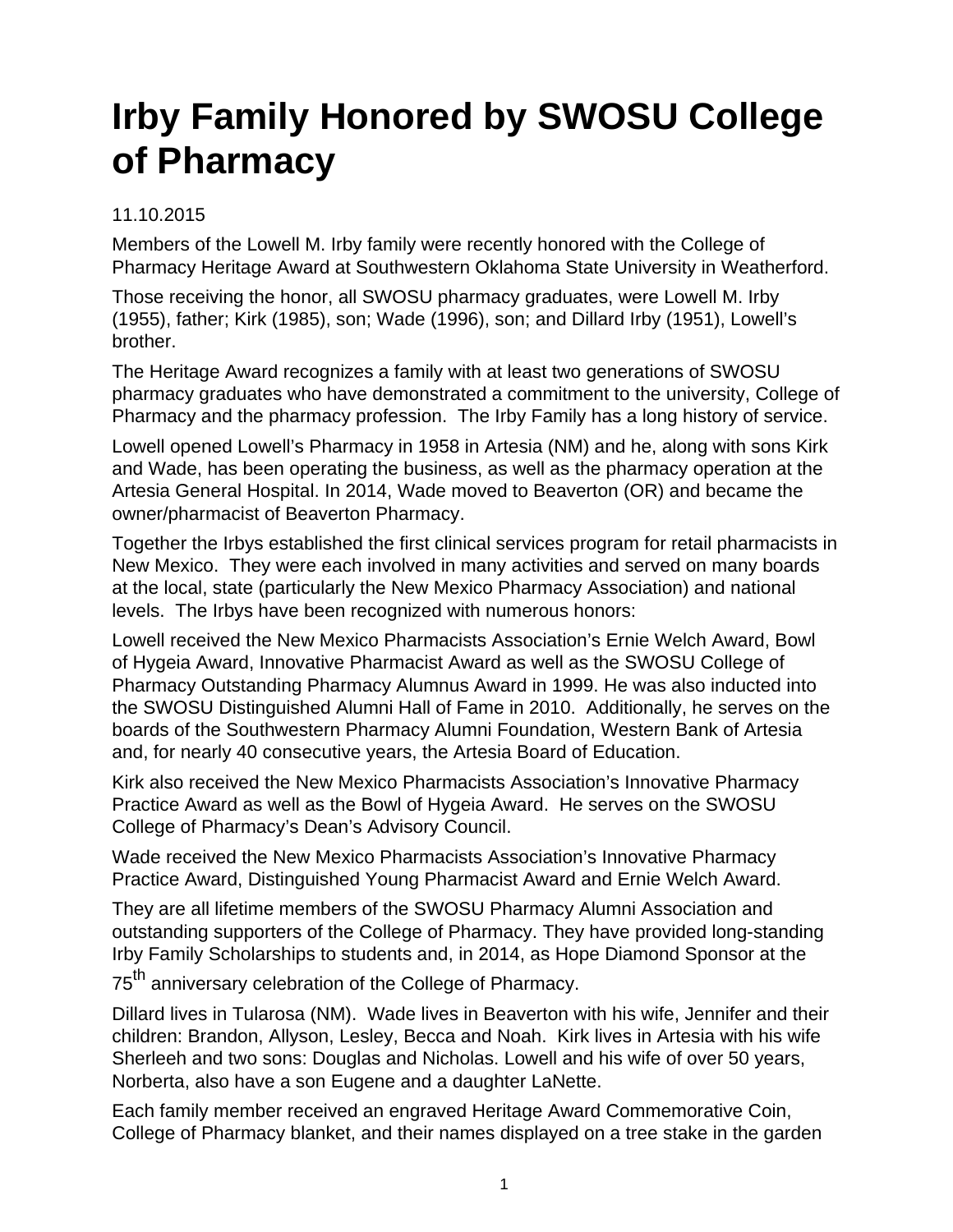# Irby Family Honored by SWOSU College of Pharmacy

11.10.2015

Members of the Lowell M. Irby family were recently honored with the College of Pharmacy Heritage Award at Southwestern Oklahoma State University in Weatherford.

Those receiving the honor, all SWOSU pharmacy graduates, were Lowell M. Irby (1955), father; Kirk (1985), son; Wade (1996), son; and Dillard Irby (1951), Lowell's brother.

The Heritage Award recognizes a family with at least two generations of SWOSU pharmacy graduates who have demonstrated a commitment to the university, College of Pharmacy and the pharmacy profession. The Irby Family has a long history of service.

Lowell opened Lowell's Pharmacy in 1958 in Artesia (NM) and he, along with sons Kirk and Wade, has been operating the business, as well as the pharmacy operation at the Artesia General Hospital. In 2014, Wade moved to Beaverton (OR) and became the owner/pharmacist of Beaverton Pharmacy.

Together the Irbys established the first clinical services program for retail pharmacists in New Mexico. They were each involved in many activities and served on many boards at the local, state (particularly the New Mexico Pharmacy Association) and national levels. The Irbys have been recognized with numerous honors:

Lowell received the New Mexico Pharmacists Association's Ernie Welch Award, Bowl of Hygeia Award, Innovative Pharmacist Award as well as the SWOSU College of Pharmacy Outstanding Pharmacy Alumnus Award in 1999. He was also inducted into the SWOSU Distinguished Alumni Hall of Fame in 2010. Additionally, he serves on the boards of the Southwestern Pharmacy Alumni Foundation, Western Bank of Artesia and, for nearly 40 consecutive years, the Artesia Board of Education.

Kirk also received the New Mexico Pharmacists Association's Innovative Pharmacy Practice Award as well as the Bowl of Hygeia Award. He serves on the SWOSU College of Pharmacy's Dean's Advisory Council.

Wade received the New Mexico Pharmacists Association's Innovative Pharmacy Practice Award, Distinguished Young Pharmacist Award and Ernie Welch Award.

They are all lifetime members of the SWOSU Pharmacy Alumni Association and outstanding supporters of the College of Pharmacy. They have provided long-standing Irby Family Scholarships to students and, in 2014, as Hope Diamond Sponsor at the 75th anniversary celebration of the College of Pharmacy.

Dillard lives in Tularosa (NM). Wade lives in Beaverton with his wife, Jennifer and their children: Brandon, Allyson, Lesley, Becca and Noah. Kirk lives in Artesia with his wife Sherleeh and two sons: Douglas and Nicholas. Lowell and his wife of over 50 years, Norberta, also have a son Eugene and a daughter LaNette.

Each family member received an engraved Heritage Award Commemorative Coin, College of Pharmacy blanket, and their names displayed on a tree stake in the garden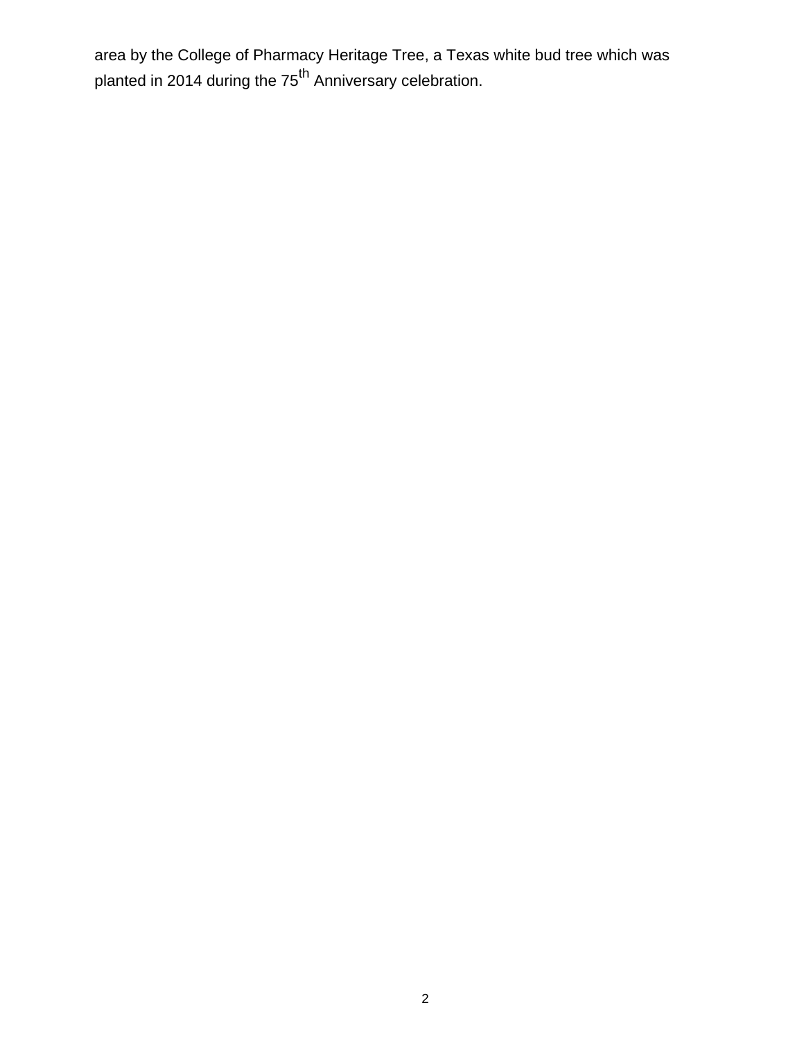area by the College of Pharmacy Heritage Tree, a Texas white bud tree which was planted in 2014 during the 75th Anniversary celebration.